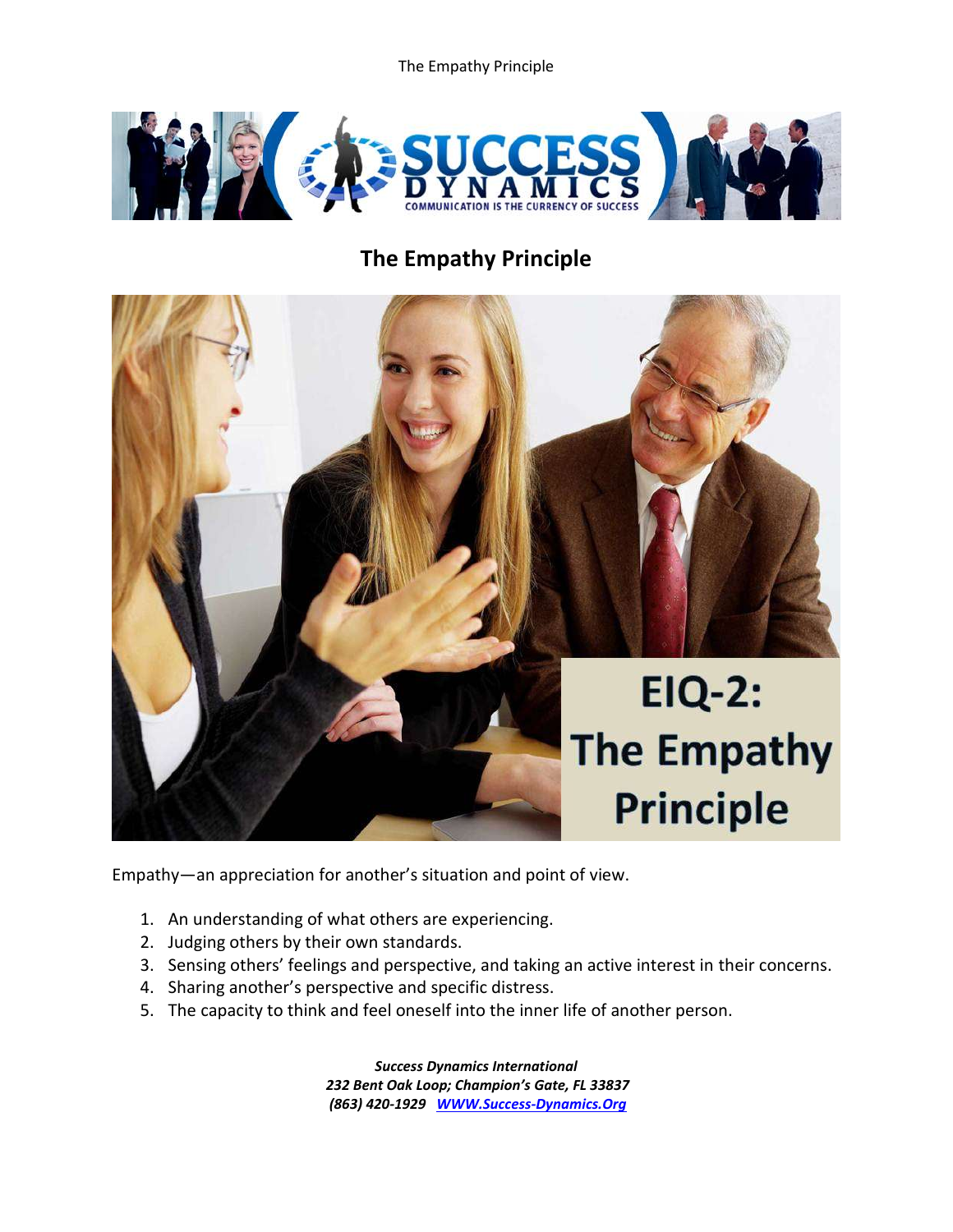# The Empathy Principle

Empathy—an appreciation for another's situation and point of view.

1. An understanding of what others are experiencing.
2. Judging others by their own standards.
3. Sensing others' feelings and perspective, and taking an active interest in their concerns.
4. Sharing another's perspective and specific distress.
5. The capacity to think and feel oneself into the inner life of another person.

***Success Dynamics International***
***232 Bent Oak Loop; Champion's Gate, FL 33837***
***(863) 420-1929 WWW.Success-Dynamics.Org***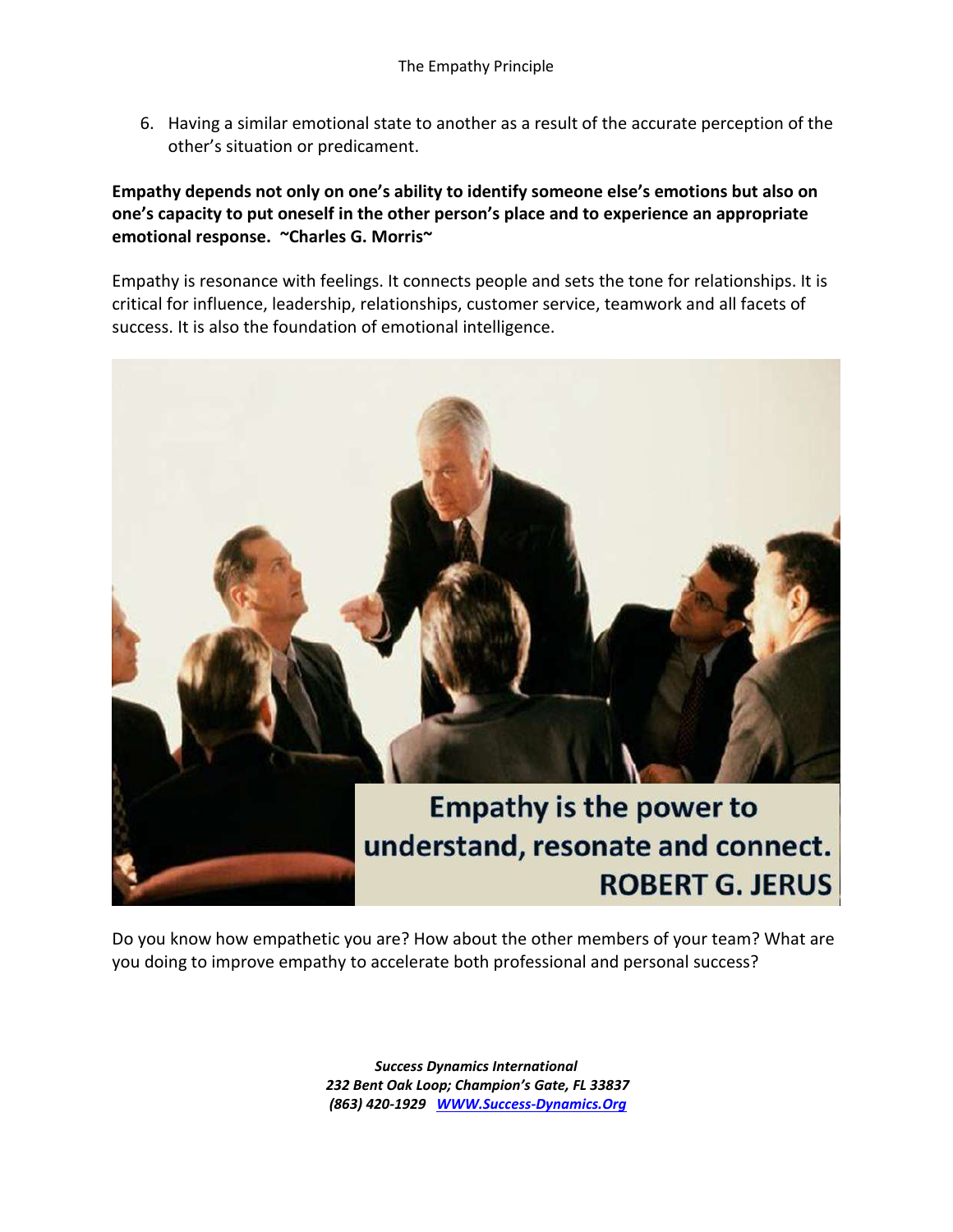6. Having a similar emotional state to another as a result of the accurate perception of the other's situation or predicament.

**Empathy depends not only on one's ability to identify someone else's emotions but also on one's capacity to put oneself in the other person's place and to experience an appropriate emotional response. ~Charles G. Morris~**

Empathy is resonance with feelings. It connects people and sets the tone for relationships. It is critical for influence, leadership, relationships, customer service, teamwork and all facets of success. It is also the foundation of emotional intelligence.

Empathy is the power to understand, resonate and connect. ROBERT G. JERUS

Do you know how empathetic you are? How about the other members of your team? What are you doing to improve empathy to accelerate both professional and personal success?

*Success Dynamics International*
*232 Bent Oak Loop; Champion's Gate, FL 33837*
*(863) 420-1929 [WWW.Success-Dynamics.Org](http://WWW.Success-Dynamics.Org)*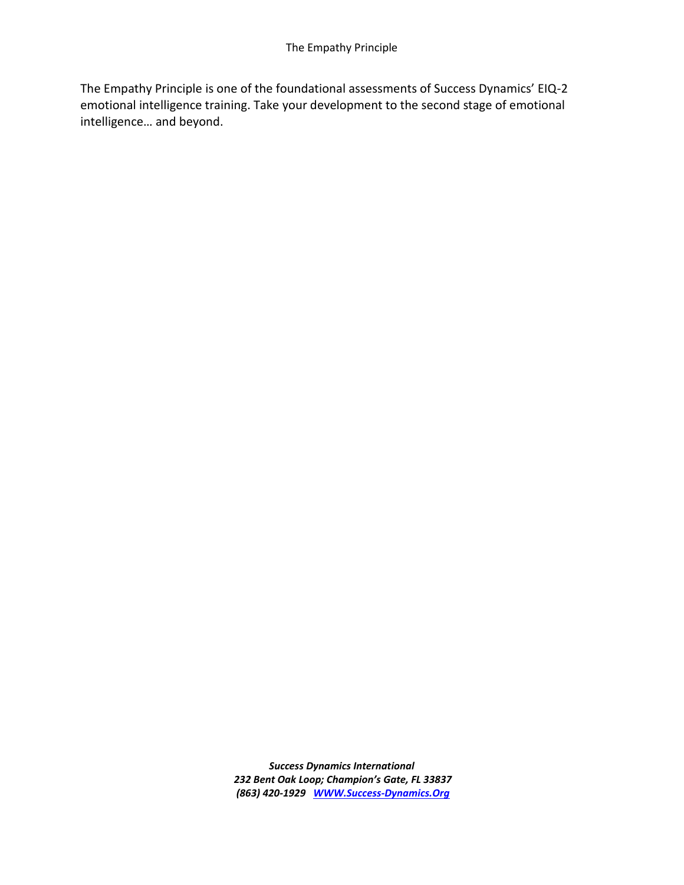The Empathy Principle is one of the foundational assessments of Success Dynamics' EIQ-2 emotional intelligence training. Take your development to the second stage of emotional intelligence… and beyond.

***Success Dynamics International***
***232 Bent Oak Loop; Champion's Gate, FL 33837***
***(863) 420-1929 [WWW.Success-Dynamics.Org](http://WWW.Success-Dynamics.Org)***